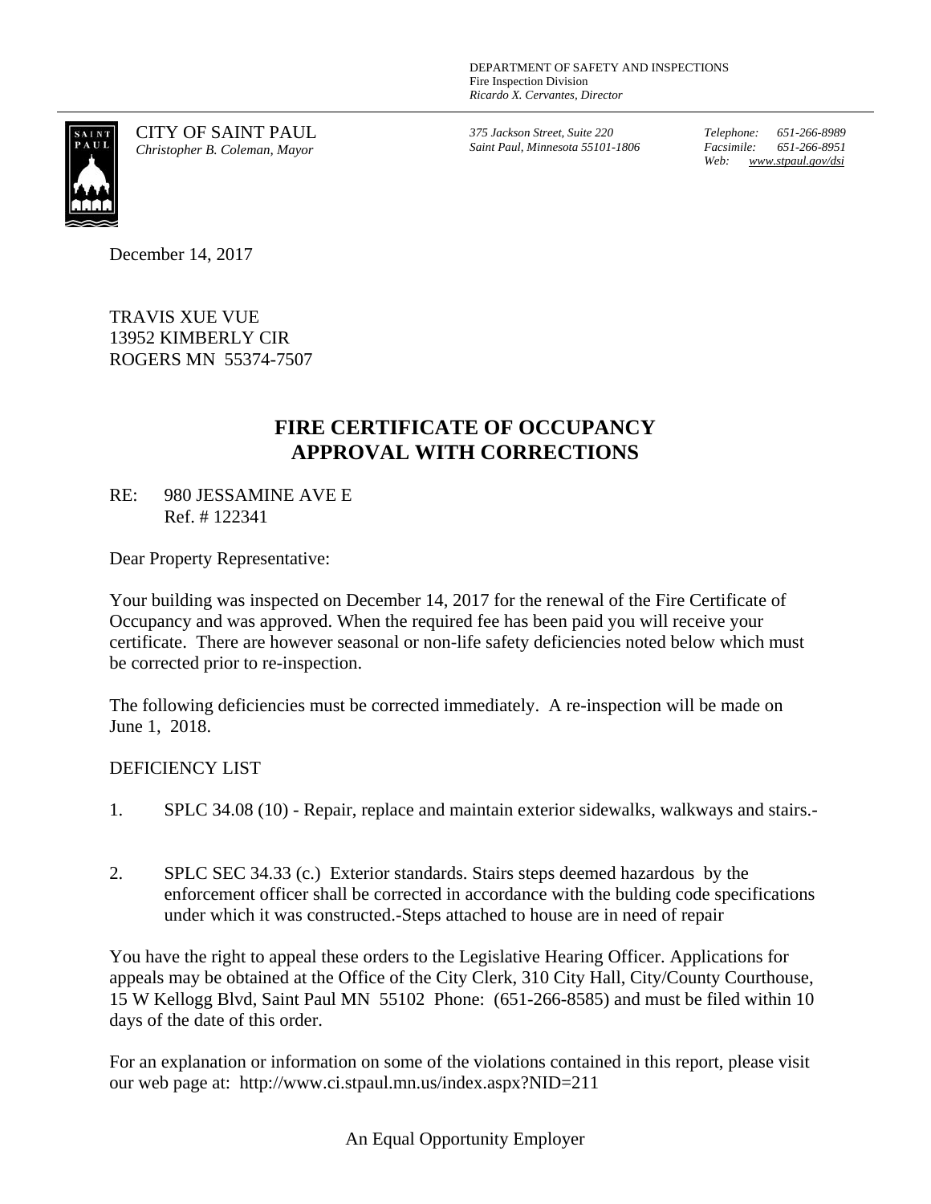DEPARTMENT OF SAFETY AND INSPECTIONS
Fire Inspection Division
*Ricardo X. Cervantes, Director*

CITY OF SAINT PAUL
*Christopher B. Coleman, Mayor*

*375 Jackson Street, Suite 220*
*Saint Paul, Minnesota 55101-1806*

*Telephone: 651-266-8989*
*Facsimile: 651-266-8951*
*Web: www.stpaul.gov/dsi*

December 14, 2017

TRAVIS XUE VUE
13952 KIMBERLY CIR
ROGERS MN 55374-7507

## FIRE CERTIFICATE OF OCCUPANCY
## APPROVAL WITH CORRECTIONS

RE: 980 JESSAMINE AVE E
Ref. # 122341

Dear Property Representative:

Your building was inspected on December 14, 2017 for the renewal of the Fire Certificate of Occupancy and was approved. When the required fee has been paid you will receive your certificate. There are however seasonal or non-life safety deficiencies noted below which must be corrected prior to re-inspection.

The following deficiencies must be corrected immediately. A re-inspection will be made on June 1, 2018.

DEFICIENCY LIST

1. SPLC 34.08 (10) - Repair, replace and maintain exterior sidewalks, walkways and stairs.-

2. SPLC SEC 34.33 (c.) Exterior standards. Stairs steps deemed hazardous by the enforcement officer shall be corrected in accordance with the bulding code specifications under which it was constructed.-Steps attached to house are in need of repair

You have the right to appeal these orders to the Legislative Hearing Officer. Applications for appeals may be obtained at the Office of the City Clerk, 310 City Hall, City/County Courthouse, 15 W Kellogg Blvd, Saint Paul MN 55102 Phone: (651-266-8585) and must be filed within 10 days of the date of this order.

For an explanation or information on some of the violations contained in this report, please visit our web page at: http://www.ci.stpaul.mn.us/index.aspx?NID=211

An Equal Opportunity Employer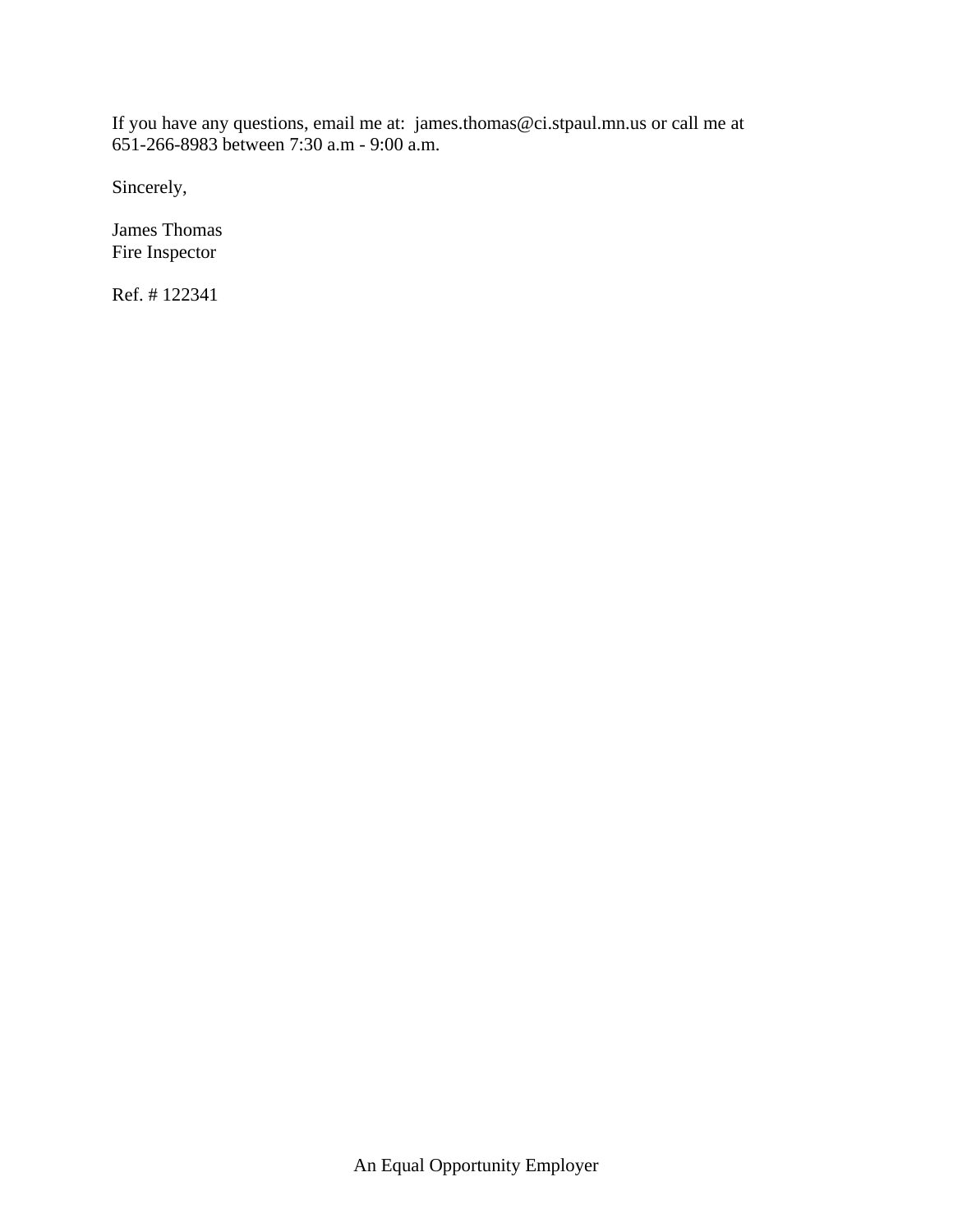If you have any questions, email me at: james.thomas@ci.stpaul.mn.us or call me at 651-266-8983 between 7:30 a.m - 9:00 a.m.

Sincerely,

James Thomas
Fire Inspector

Ref. # 122341

An Equal Opportunity Employer